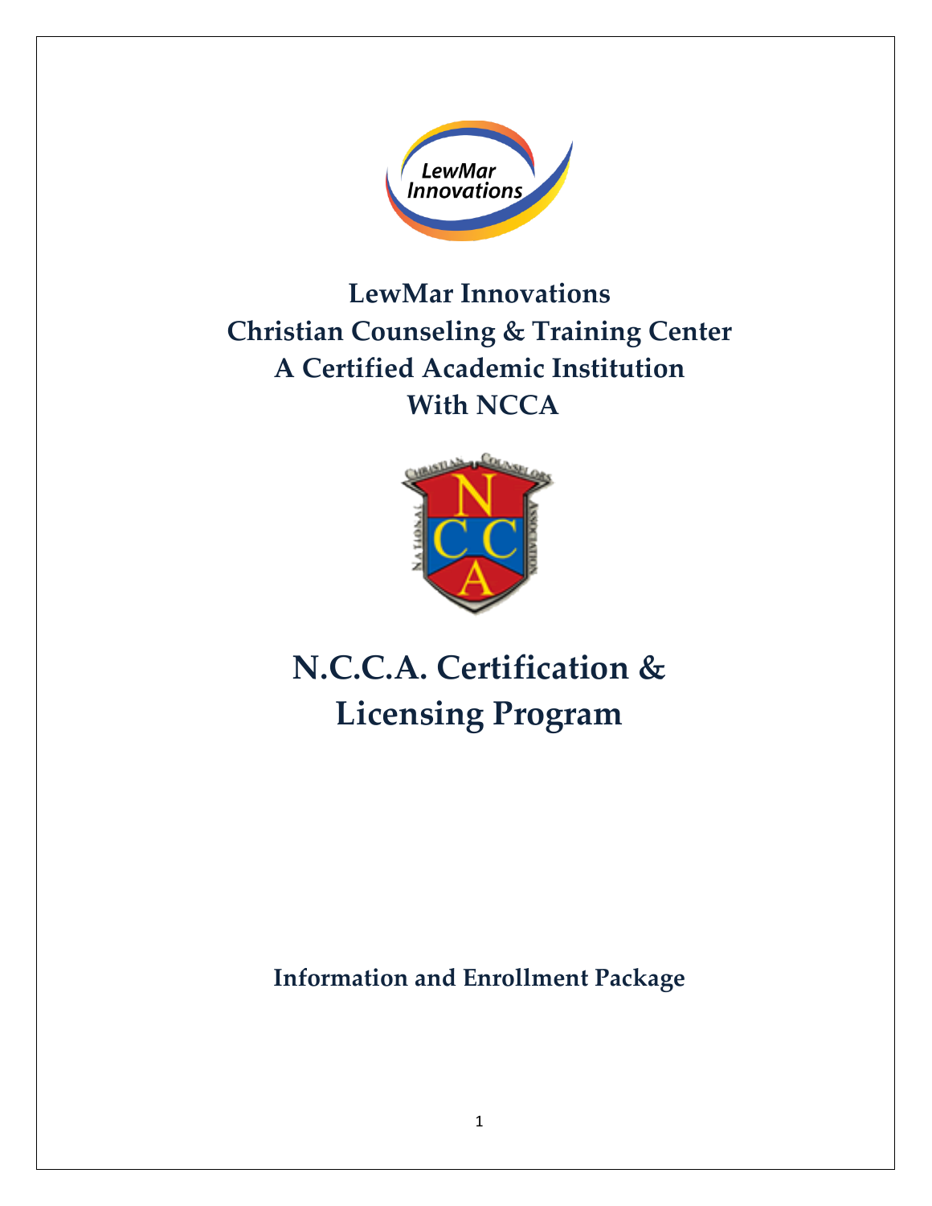# LewMar Innovations
# Christian Counseling & Training Center
# A Certified Academic Institution
# With NCCA

# N.C.C.A. Certification & Licensing Program

**Information and Enrollment Package**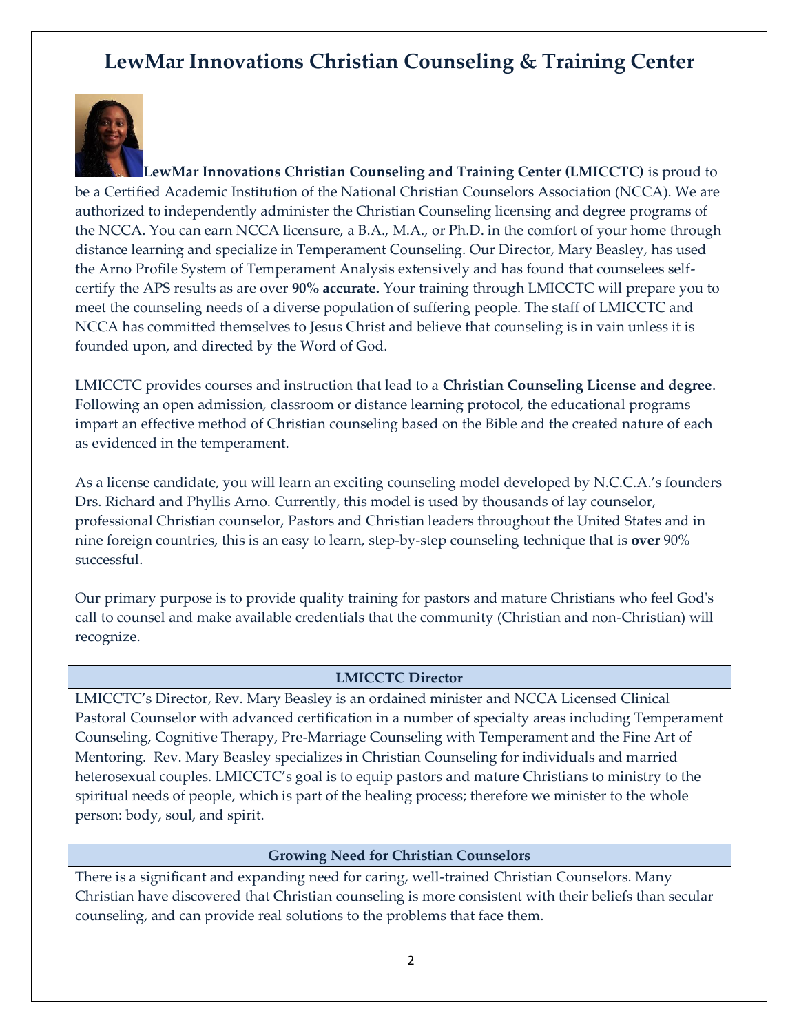# LewMar Innovations Christian Counseling & Training Center

**LewMar Innovations Christian Counseling and Training Center (LMICCTC)** is proud to be a Certified Academic Institution of the National Christian Counselors Association (NCCA). We are authorized to independently administer the Christian Counseling licensing and degree programs of the NCCA. You can earn NCCA licensure, a B.A., M.A., or Ph.D. in the comfort of your home through distance learning and specialize in Temperament Counseling. Our Director, Mary Beasley, has used the Arno Profile System of Temperament Analysis extensively and has found that counselees self-certify the APS results as are over **90% accurate.** Your training through LMICCTC will prepare you to meet the counseling needs of a diverse population of suffering people. The staff of LMICCTC and NCCA has committed themselves to Jesus Christ and believe that counseling is in vain unless it is founded upon, and directed by the Word of God.

LMICCTC provides courses and instruction that lead to a **Christian Counseling License and degree**. Following an open admission, classroom or distance learning protocol, the educational programs impart an effective method of Christian counseling based on the Bible and the created nature of each as evidenced in the temperament.

As a license candidate, you will learn an exciting counseling model developed by N.C.C.A.'s founders Drs. Richard and Phyllis Arno. Currently, this model is used by thousands of lay counselor, professional Christian counselor, Pastors and Christian leaders throughout the United States and in nine foreign countries, this is an easy to learn, step-by-step counseling technique that is **over** 90% successful.

Our primary purpose is to provide quality training for pastors and mature Christians who feel God's call to counsel and make available credentials that the community (Christian and non-Christian) will recognize.

## LMICCTC Director

LMICCTC's Director, Rev. Mary Beasley is an ordained minister and NCCA Licensed Clinical Pastoral Counselor with advanced certification in a number of specialty areas including Temperament Counseling, Cognitive Therapy, Pre-Marriage Counseling with Temperament and the Fine Art of Mentoring. Rev. Mary Beasley specializes in Christian Counseling for individuals and married heterosexual couples. LMICCTC's goal is to equip pastors and mature Christians to ministry to the spiritual needs of people, which is part of the healing process; therefore we minister to the whole person: body, soul, and spirit.

## Growing Need for Christian Counselors

There is a significant and expanding need for caring, well-trained Christian Counselors. Many Christian have discovered that Christian counseling is more consistent with their beliefs than secular counseling, and can provide real solutions to the problems that face them.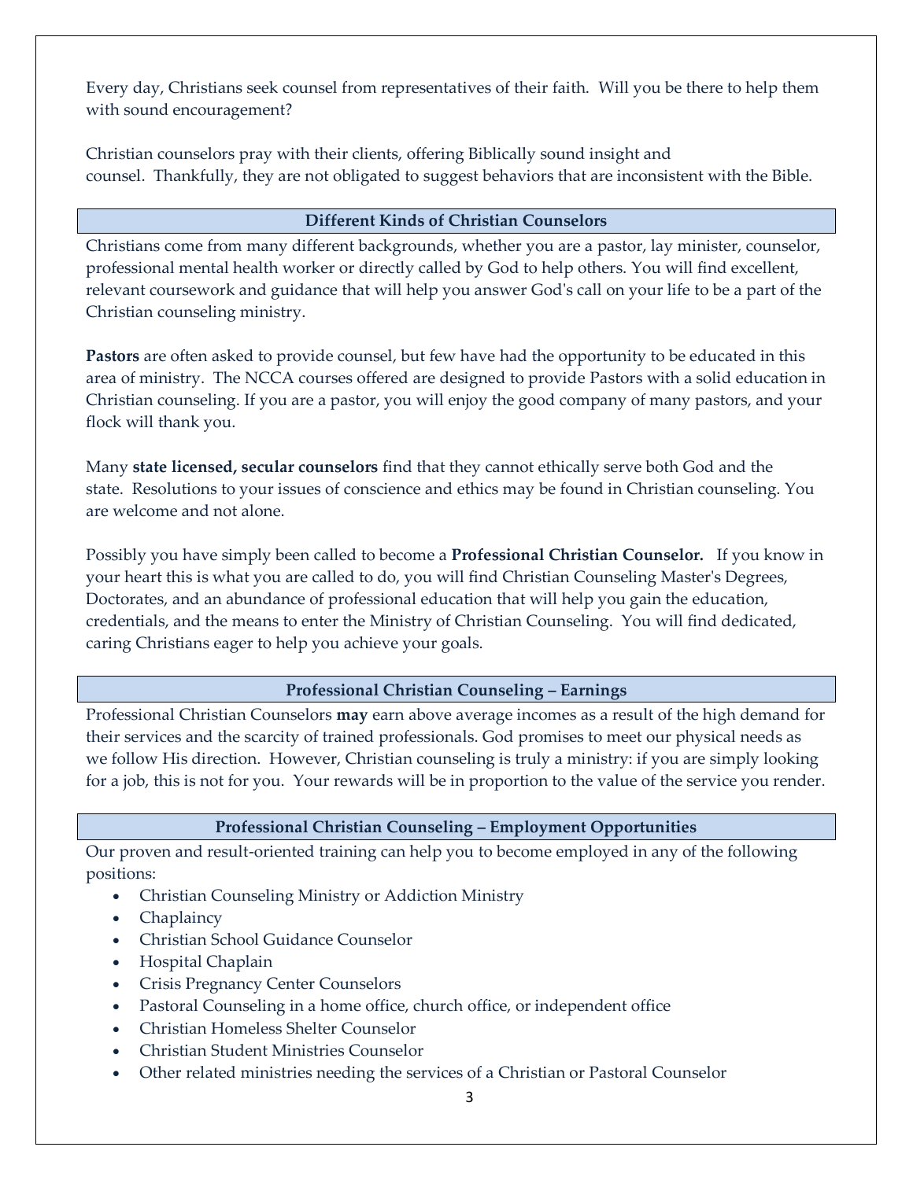Every day, Christians seek counsel from representatives of their faith. Will you be there to help them with sound encouragement?

Christian counselors pray with their clients, offering Biblically sound insight and counsel. Thankfully, they are not obligated to suggest behaviors that are inconsistent with the Bible.

## Different Kinds of Christian Counselors

Christians come from many different backgrounds, whether you are a pastor, lay minister, counselor, professional mental health worker or directly called by God to help others. You will find excellent, relevant coursework and guidance that will help you answer God's call on your life to be a part of the Christian counseling ministry.

**Pastors** are often asked to provide counsel, but few have had the opportunity to be educated in this area of ministry. The NCCA courses offered are designed to provide Pastors with a solid education in Christian counseling. If you are a pastor, you will enjoy the good company of many pastors, and your flock will thank you.

Many **state licensed, secular counselors** find that they cannot ethically serve both God and the state. Resolutions to your issues of conscience and ethics may be found in Christian counseling. You are welcome and not alone.

Possibly you have simply been called to become a **Professional Christian Counselor.** If you know in your heart this is what you are called to do, you will find Christian Counseling Master's Degrees, Doctorates, and an abundance of professional education that will help you gain the education, credentials, and the means to enter the Ministry of Christian Counseling. You will find dedicated, caring Christians eager to help you achieve your goals.

## Professional Christian Counseling – Earnings

Professional Christian Counselors **may** earn above average incomes as a result of the high demand for their services and the scarcity of trained professionals. God promises to meet our physical needs as we follow His direction. However, Christian counseling is truly a ministry: if you are simply looking for a job, this is not for you. Your rewards will be in proportion to the value of the service you render.

## Professional Christian Counseling – Employment Opportunities

Our proven and result-oriented training can help you to become employed in any of the following positions:

- Christian Counseling Ministry or Addiction Ministry
- Chaplaincy
- Christian School Guidance Counselor
- Hospital Chaplain
- Crisis Pregnancy Center Counselors
- Pastoral Counseling in a home office, church office, or independent office
- Christian Homeless Shelter Counselor
- Christian Student Ministries Counselor
- Other related ministries needing the services of a Christian or Pastoral Counselor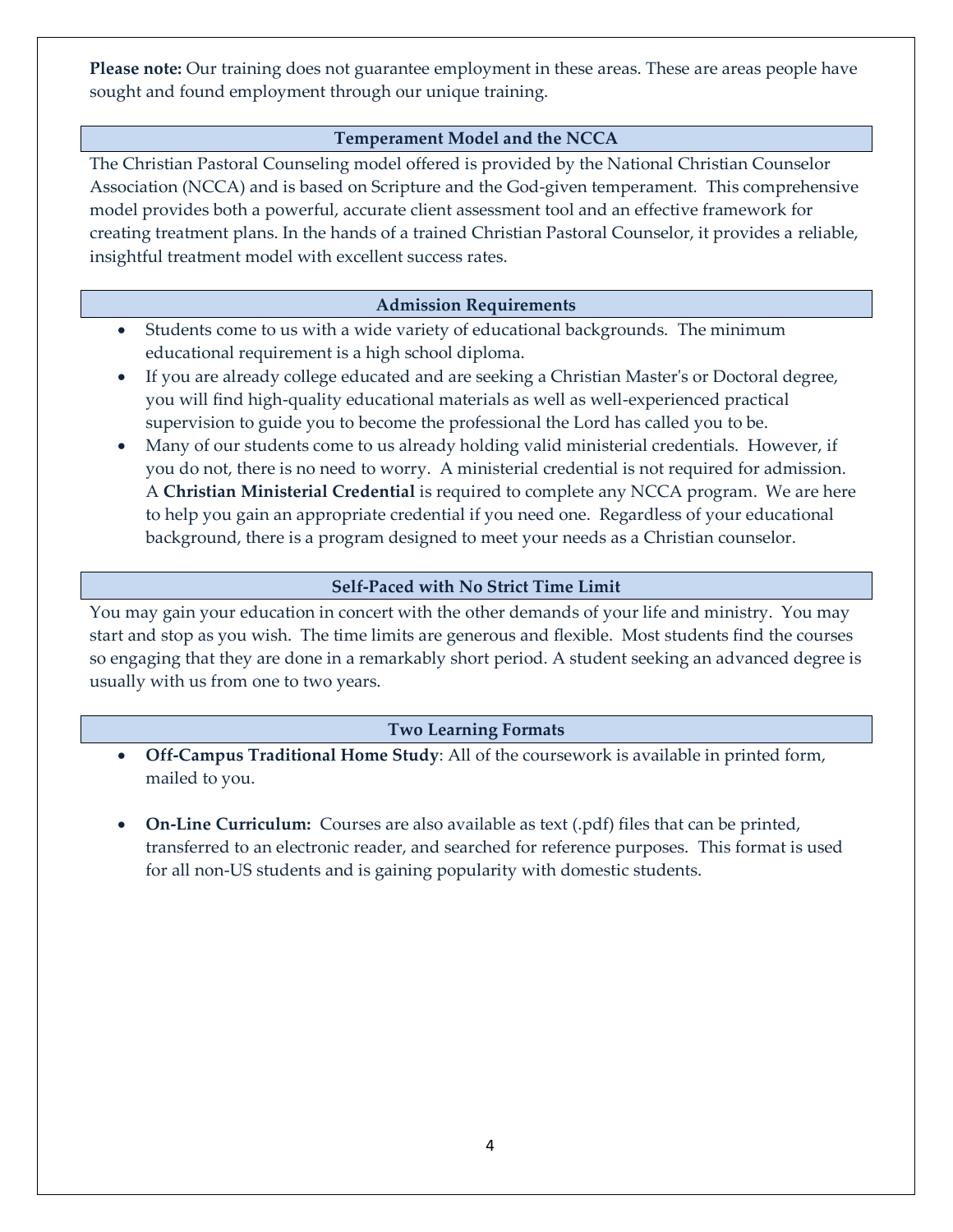**Please note:** Our training does not guarantee employment in these areas. These are areas people have sought and found employment through our unique training.

## Temperament Model and the NCCA

The Christian Pastoral Counseling model offered is provided by the National Christian Counselor Association (NCCA) and is based on Scripture and the God-given temperament. This comprehensive model provides both a powerful, accurate client assessment tool and an effective framework for creating treatment plans. In the hands of a trained Christian Pastoral Counselor, it provides a reliable, insightful treatment model with excellent success rates.

## Admission Requirements

- Students come to us with a wide variety of educational backgrounds. The minimum educational requirement is a high school diploma.
- If you are already college educated and are seeking a Christian Master's or Doctoral degree, you will find high-quality educational materials as well as well-experienced practical supervision to guide you to become the professional the Lord has called you to be.
- Many of our students come to us already holding valid ministerial credentials. However, if you do not, there is no need to worry. A ministerial credential is not required for admission. A **Christian Ministerial Credential** is required to complete any NCCA program. We are here to help you gain an appropriate credential if you need one. Regardless of your educational background, there is a program designed to meet your needs as a Christian counselor.

## Self-Paced with No Strict Time Limit

You may gain your education in concert with the other demands of your life and ministry. You may start and stop as you wish. The time limits are generous and flexible. Most students find the courses so engaging that they are done in a remarkably short period. A student seeking an advanced degree is usually with us from one to two years.

## Two Learning Formats

- **Off-Campus Traditional Home Study**: All of the coursework is available in printed form, mailed to you.

- **On-Line Curriculum:** Courses are also available as text (.pdf) files that can be printed, transferred to an electronic reader, and searched for reference purposes. This format is used for all non-US students and is gaining popularity with domestic students.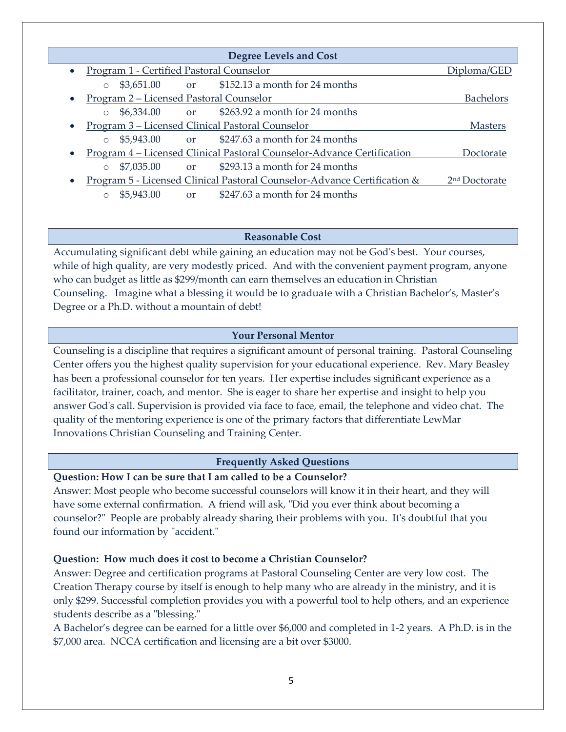## Degree Levels and Cost

- Program 1 - Certified Pastoral Counselor — Diploma/GED
  - $3,651.00 or $152.13 a month for 24 months
- Program 2 – Licensed Pastoral Counselor — Bachelors
  - $6,334.00 or $263.92 a month for 24 months
- Program 3 – Licensed Clinical Pastoral Counselor — Masters
  - $5,943.00 or $247.63 a month for 24 months
- Program 4 – Licensed Clinical Pastoral Counselor-Advance Certification — Doctorate
  - $7,035.00 or $293.13 a month for 24 months
- Program 5 - Licensed Clinical Pastoral Counselor-Advance Certification & — 2nd Doctorate
  - $5,943.00 or $247.63 a month for 24 months

## Reasonable Cost

Accumulating significant debt while gaining an education may not be God's best. Your courses, while of high quality, are very modestly priced. And with the convenient payment program, anyone who can budget as little as $299/month can earn themselves an education in Christian Counseling. Imagine what a blessing it would be to graduate with a Christian Bachelor's, Master's Degree or a Ph.D. without a mountain of debt!

## Your Personal Mentor

Counseling is a discipline that requires a significant amount of personal training. Pastoral Counseling Center offers you the highest quality supervision for your educational experience. Rev. Mary Beasley has been a professional counselor for ten years. Her expertise includes significant experience as a facilitator, trainer, coach, and mentor. She is eager to share her expertise and insight to help you answer God's call. Supervision is provided via face to face, email, the telephone and video chat. The quality of the mentoring experience is one of the primary factors that differentiate LewMar Innovations Christian Counseling and Training Center.

## Frequently Asked Questions

**Question: How I can be sure that I am called to be a Counselor?**
Answer: Most people who become successful counselors will know it in their heart, and they will have some external confirmation. A friend will ask, "Did you ever think about becoming a counselor?" People are probably already sharing their problems with you. It's doubtful that you found our information by "accident."

**Question: How much does it cost to become a Christian Counselor?**
Answer: Degree and certification programs at Pastoral Counseling Center are very low cost. The Creation Therapy course by itself is enough to help many who are already in the ministry, and it is only $299. Successful completion provides you with a powerful tool to help others, and an experience students describe as a "blessing."
A Bachelor's degree can be earned for a little over $6,000 and completed in 1-2 years. A Ph.D. is in the $7,000 area. NCCA certification and licensing are a bit over $3000.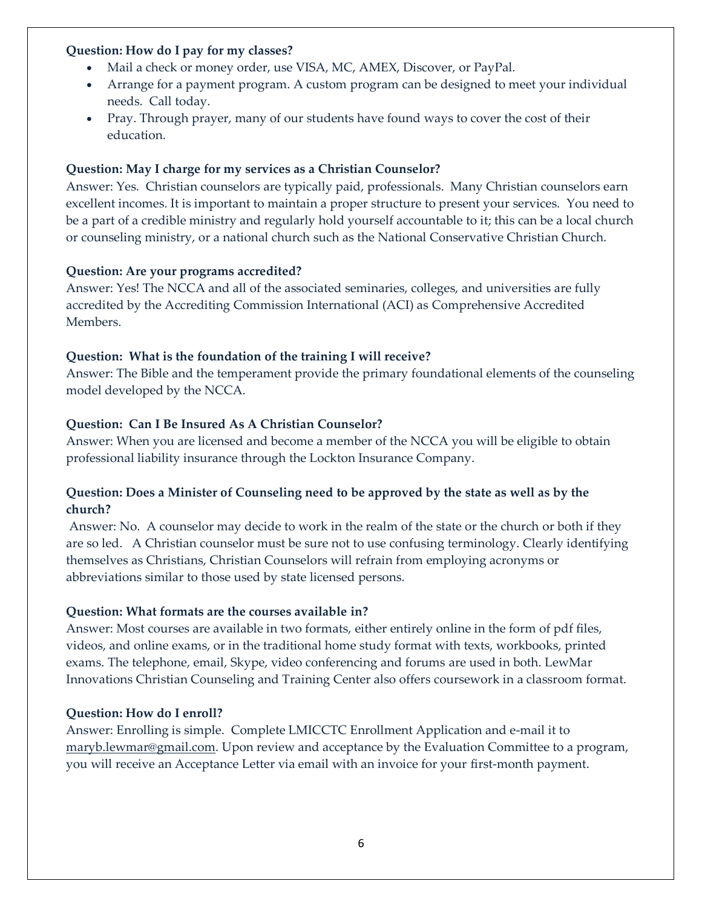**Question: How do I pay for my classes?**

- Mail a check or money order, use VISA, MC, AMEX, Discover, or PayPal.
- Arrange for a payment program. A custom program can be designed to meet your individual needs. Call today.
- Pray. Through prayer, many of our students have found ways to cover the cost of their education.

**Question: May I charge for my services as a Christian Counselor?**

Answer: Yes. Christian counselors are typically paid, professionals. Many Christian counselors earn excellent incomes. It is important to maintain a proper structure to present your services. You need to be a part of a credible ministry and regularly hold yourself accountable to it; this can be a local church or counseling ministry, or a national church such as the National Conservative Christian Church.

**Question: Are your programs accredited?**

Answer: Yes! The NCCA and all of the associated seminaries, colleges, and universities are fully accredited by the Accrediting Commission International (ACI) as Comprehensive Accredited Members.

**Question: What is the foundation of the training I will receive?**

Answer: The Bible and the temperament provide the primary foundational elements of the counseling model developed by the NCCA.

**Question: Can I Be Insured As A Christian Counselor?**

Answer: When you are licensed and become a member of the NCCA you will be eligible to obtain professional liability insurance through the Lockton Insurance Company.

**Question: Does a Minister of Counseling need to be approved by the state as well as by the church?**

Answer: No. A counselor may decide to work in the realm of the state or the church or both if they are so led. A Christian counselor must be sure not to use confusing terminology. Clearly identifying themselves as Christians, Christian Counselors will refrain from employing acronyms or abbreviations similar to those used by state licensed persons.

**Question: What formats are the courses available in?**

Answer: Most courses are available in two formats, either entirely online in the form of pdf files, videos, and online exams, or in the traditional home study format with texts, workbooks, printed exams. The telephone, email, Skype, video conferencing and forums are used in both. LewMar Innovations Christian Counseling and Training Center also offers coursework in a classroom format.

**Question: How do I enroll?**

Answer: Enrolling is simple. Complete LMICCTC Enrollment Application and e-mail it to maryb.lewmar@gmail.com. Upon review and acceptance by the Evaluation Committee to a program, you will receive an Acceptance Letter via email with an invoice for your first-month payment.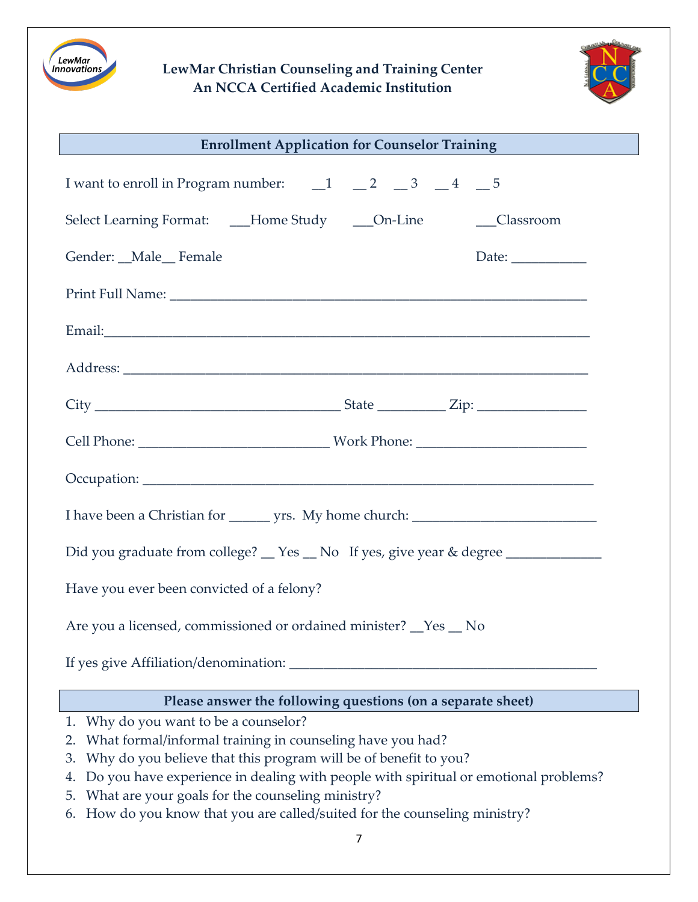**LewMar Christian Counseling and Training Center**
**An NCCA Certified Academic Institution**

## Enrollment Application for Counselor Training

I want to enroll in Program number: __1 __ 2 __ 3 __ 4 __ 5

Select Learning Format: ___Home Study ___On-Line ___Classroom

Gender: __Male__ Female Date: __________

Print Full Name: ____________________________________________________________

Email:____________________________________________________________________

Address: __________________________________________________________________

City __________________________________ State _________ Zip: _______________

Cell Phone: __________________________ Work Phone: _______________________

Occupation: _________________________________________________________________

I have been a Christian for ______ yrs. My home church: __________________________

Did you graduate from college? __ Yes __ No If yes, give year & degree _____________

Have you ever been convicted of a felony?

Are you a licensed, commissioned or ordained minister? __Yes __ No

If yes give Affiliation/denomination: ___________________________________________

## Please answer the following questions (on a separate sheet)

1. Why do you want to be a counselor?
2. What formal/informal training in counseling have you had?
3. Why do you believe that this program will be of benefit to you?
4. Do you have experience in dealing with people with spiritual or emotional problems?
5. What are your goals for the counseling ministry?
6. How do you know that you are called/suited for the counseling ministry?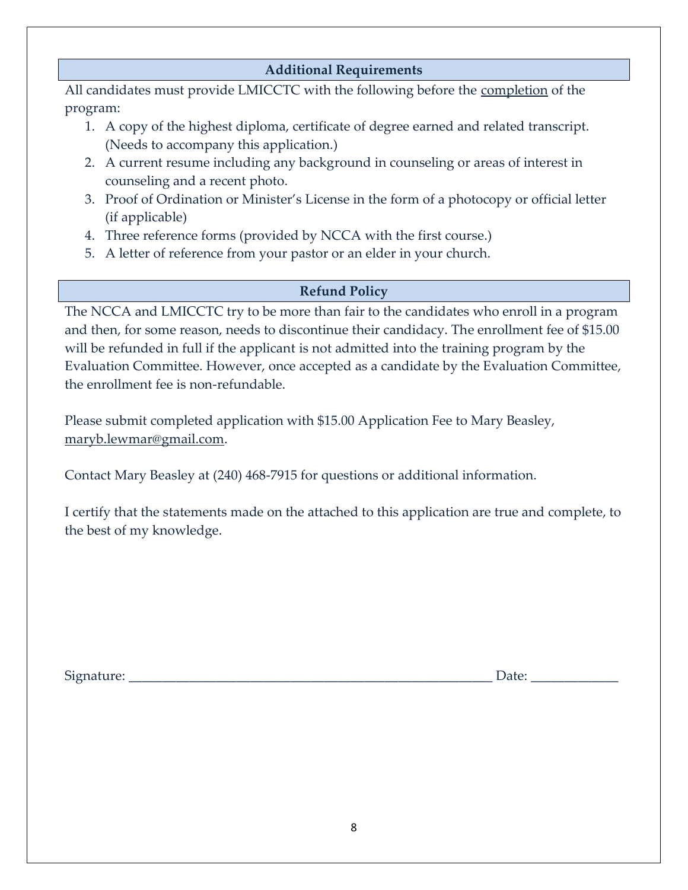## Additional Requirements

All candidates must provide LMICCTC with the following before the completion of the program:

1. A copy of the highest diploma, certificate of degree earned and related transcript. (Needs to accompany this application.)
2. A current resume including any background in counseling or areas of interest in counseling and a recent photo.
3. Proof of Ordination or Minister's License in the form of a photocopy or official letter (if applicable)
4. Three reference forms (provided by NCCA with the first course.)
5. A letter of reference from your pastor or an elder in your church.

## Refund Policy

The NCCA and LMICCTC try to be more than fair to the candidates who enroll in a program and then, for some reason, needs to discontinue their candidacy. The enrollment fee of $15.00 will be refunded in full if the applicant is not admitted into the training program by the Evaluation Committee. However, once accepted as a candidate by the Evaluation Committee, the enrollment fee is non-refundable.

Please submit completed application with $15.00 Application Fee to Mary Beasley, maryb.lewmar@gmail.com.

Contact Mary Beasley at (240) 468-7915 for questions or additional information.

I certify that the statements made on the attached to this application are true and complete, to the best of my knowledge.

Signature: ______________________________________________________ Date: ____________